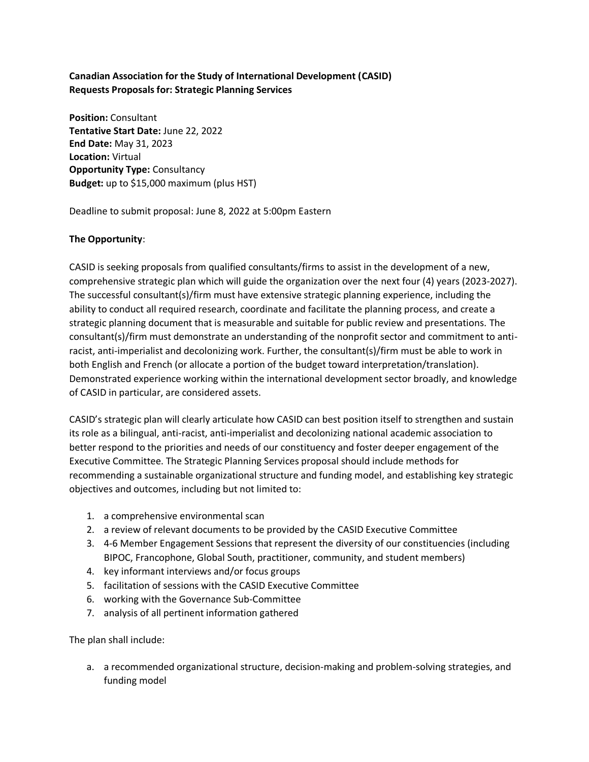**Canadian Association for the Study of International Development (CASID)**
**Requests Proposals for: Strategic Planning Services**

**Position:** Consultant
**Tentative Start Date:** June 22, 2022
**End Date:** May 31, 2023
**Location:** Virtual
**Opportunity Type:** Consultancy
**Budget:** up to $15,000 maximum (plus HST)

Deadline to submit proposal: June 8, 2022 at 5:00pm Eastern

**The Opportunity**:

CASID is seeking proposals from qualified consultants/firms to assist in the development of a new, comprehensive strategic plan which will guide the organization over the next four (4) years (2023-2027). The successful consultant(s)/firm must have extensive strategic planning experience, including the ability to conduct all required research, coordinate and facilitate the planning process, and create a strategic planning document that is measurable and suitable for public review and presentations. The consultant(s)/firm must demonstrate an understanding of the nonprofit sector and commitment to anti-racist, anti-imperialist and decolonizing work. Further, the consultant(s)/firm must be able to work in both English and French (or allocate a portion of the budget toward interpretation/translation). Demonstrated experience working within the international development sector broadly, and knowledge of CASID in particular, are considered assets.

CASID's strategic plan will clearly articulate how CASID can best position itself to strengthen and sustain its role as a bilingual, anti-racist, anti-imperialist and decolonizing national academic association to better respond to the priorities and needs of our constituency and foster deeper engagement of the Executive Committee. The Strategic Planning Services proposal should include methods for recommending a sustainable organizational structure and funding model, and establishing key strategic objectives and outcomes, including but not limited to:

1. a comprehensive environmental scan
2. a review of relevant documents to be provided by the CASID Executive Committee
3. 4-6 Member Engagement Sessions that represent the diversity of our constituencies (including BIPOC, Francophone, Global South, practitioner, community, and student members)
4. key informant interviews and/or focus groups
5. facilitation of sessions with the CASID Executive Committee
6. working with the Governance Sub-Committee
7. analysis of all pertinent information gathered

The plan shall include:

a. a recommended organizational structure, decision-making and problem-solving strategies, and funding model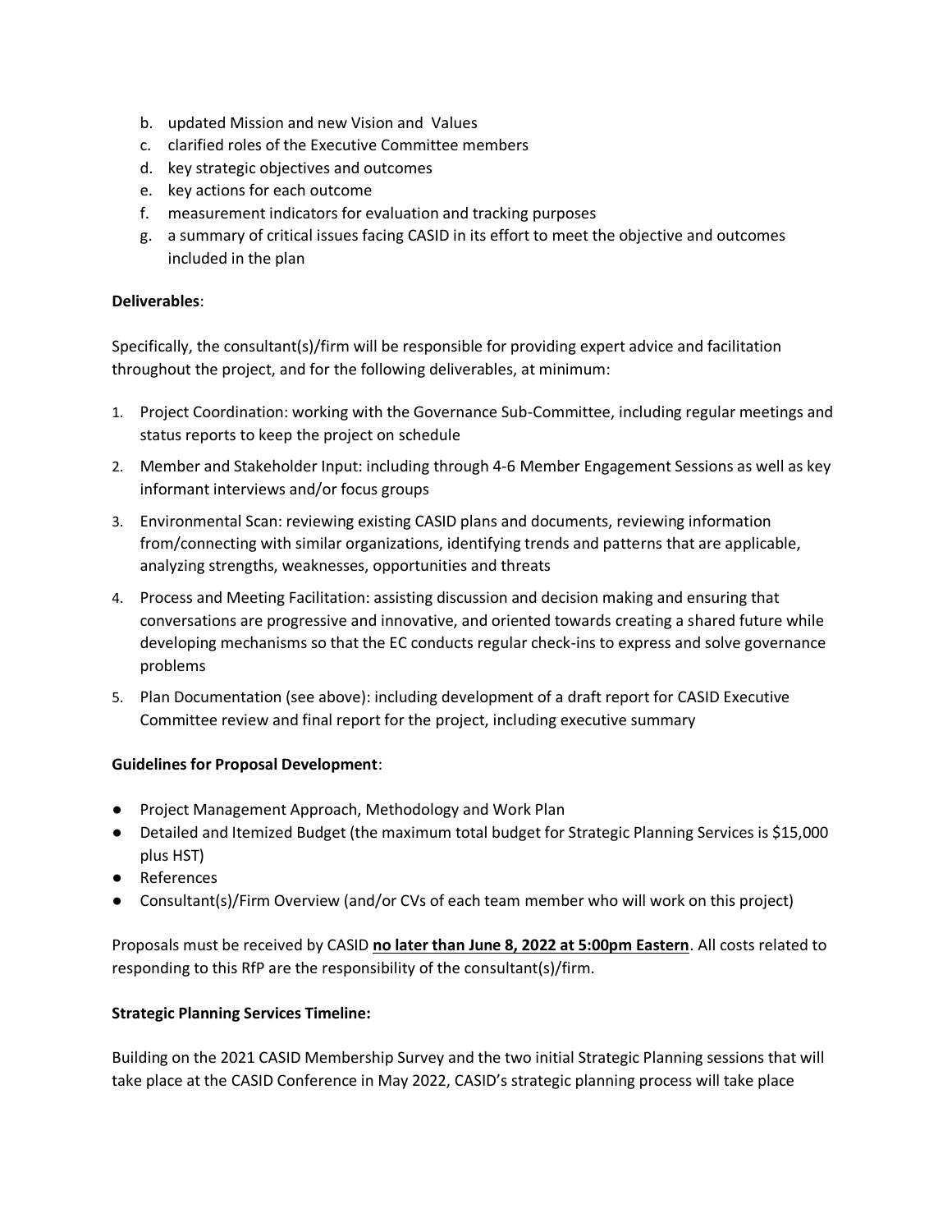b. updated Mission and new Vision and Values
c. clarified roles of the Executive Committee members
d. key strategic objectives and outcomes
e. key actions for each outcome
f. measurement indicators for evaluation and tracking purposes
g. a summary of critical issues facing CASID in its effort to meet the objective and outcomes included in the plan

**Deliverables**:

Specifically, the consultant(s)/firm will be responsible for providing expert advice and facilitation throughout the project, and for the following deliverables, at minimum:

1. Project Coordination: working with the Governance Sub-Committee, including regular meetings and status reports to keep the project on schedule
2. Member and Stakeholder Input: including through 4-6 Member Engagement Sessions as well as key informant interviews and/or focus groups
3. Environmental Scan: reviewing existing CASID plans and documents, reviewing information from/connecting with similar organizations, identifying trends and patterns that are applicable, analyzing strengths, weaknesses, opportunities and threats
4. Process and Meeting Facilitation: assisting discussion and decision making and ensuring that conversations are progressive and innovative, and oriented towards creating a shared future while developing mechanisms so that the EC conducts regular check-ins to express and solve governance problems
5. Plan Documentation (see above): including development of a draft report for CASID Executive Committee review and final report for the project, including executive summary

**Guidelines for Proposal Development**:

- Project Management Approach, Methodology and Work Plan
- Detailed and Itemized Budget (the maximum total budget for Strategic Planning Services is $15,000 plus HST)
- References
- Consultant(s)/Firm Overview (and/or CVs of each team member who will work on this project)

Proposals must be received by CASID **no later than June 8, 2022 at 5:00pm Eastern**. All costs related to responding to this RfP are the responsibility of the consultant(s)/firm.

**Strategic Planning Services Timeline:**

Building on the 2021 CASID Membership Survey and the two initial Strategic Planning sessions that will take place at the CASID Conference in May 2022, CASID's strategic planning process will take place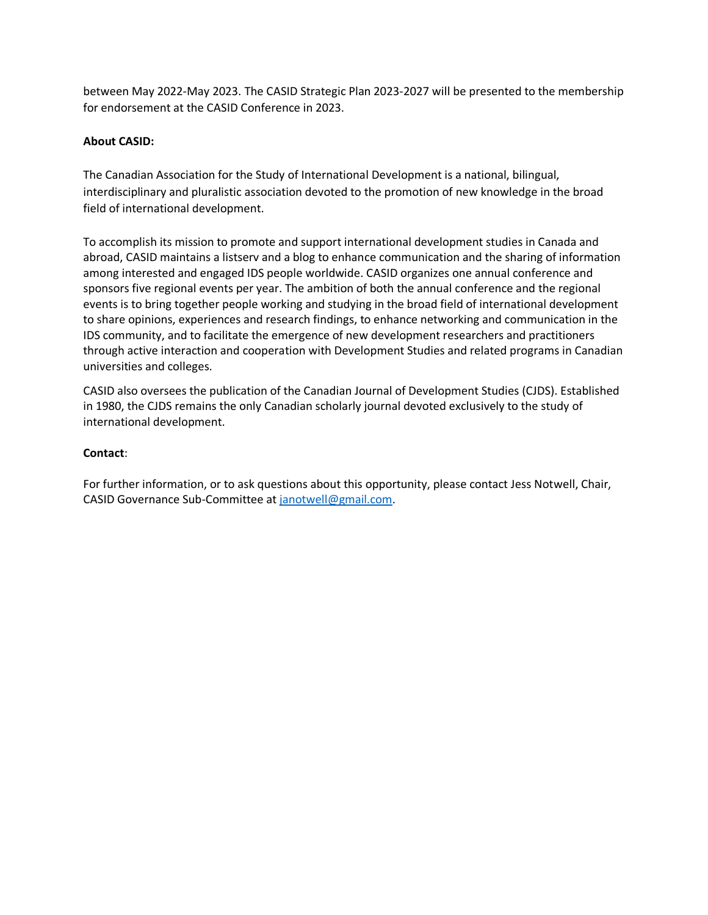between May 2022-May 2023. The CASID Strategic Plan 2023-2027 will be presented to the membership for endorsement at the CASID Conference in 2023.

**About CASID:**

The Canadian Association for the Study of International Development is a national, bilingual, interdisciplinary and pluralistic association devoted to the promotion of new knowledge in the broad field of international development.

To accomplish its mission to promote and support international development studies in Canada and abroad, CASID maintains a listserv and a blog to enhance communication and the sharing of information among interested and engaged IDS people worldwide. CASID organizes one annual conference and sponsors five regional events per year. The ambition of both the annual conference and the regional events is to bring together people working and studying in the broad field of international development to share opinions, experiences and research findings, to enhance networking and communication in the IDS community, and to facilitate the emergence of new development researchers and practitioners through active interaction and cooperation with Development Studies and related programs in Canadian universities and colleges.

CASID also oversees the publication of the Canadian Journal of Development Studies (CJDS). Established in 1980, the CJDS remains the only Canadian scholarly journal devoted exclusively to the study of international development.

**Contact**:

For further information, or to ask questions about this opportunity, please contact Jess Notwell, Chair, CASID Governance Sub-Committee at janotwell@gmail.com.